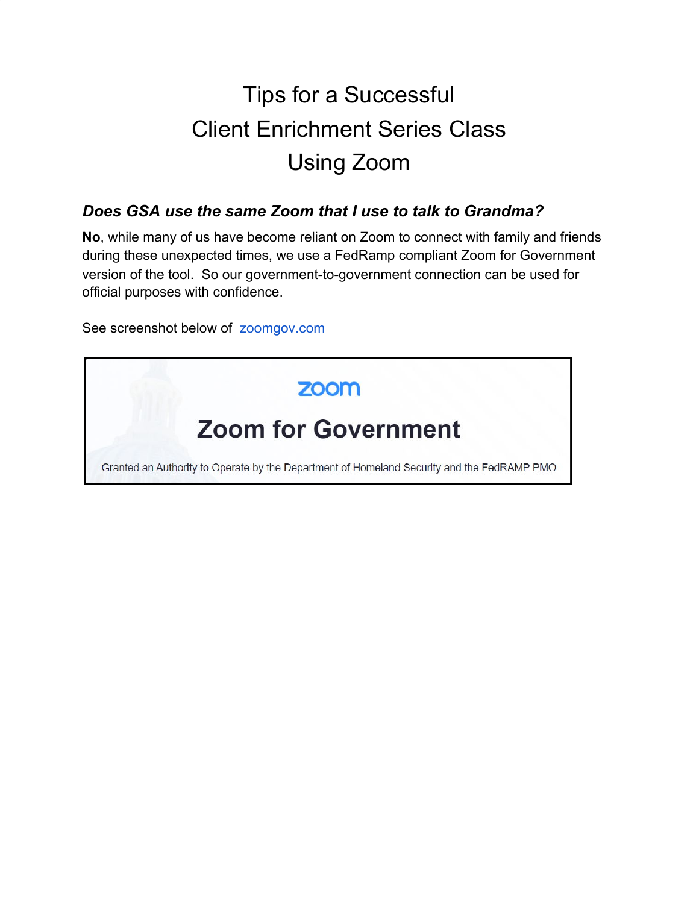# Tips for a Successful Client Enrichment Series Class Using Zoom

### *Does GSA use the same Zoom that I use to talk to Grandma?*

**No**, while many of us have become reliant on Zoom to connect with family and friends during these unexpected times, we use a FedRamp compliant Zoom for Government version of the tool. So our government-to-government connection can be used for official purposes with confidence.

See screenshot below of [zoomgov.com](zoomgov.com)

zoom

**Zoom for Government**

Granted an Authority to Operate by the Department of Homeland Security and the FedRAMP PMO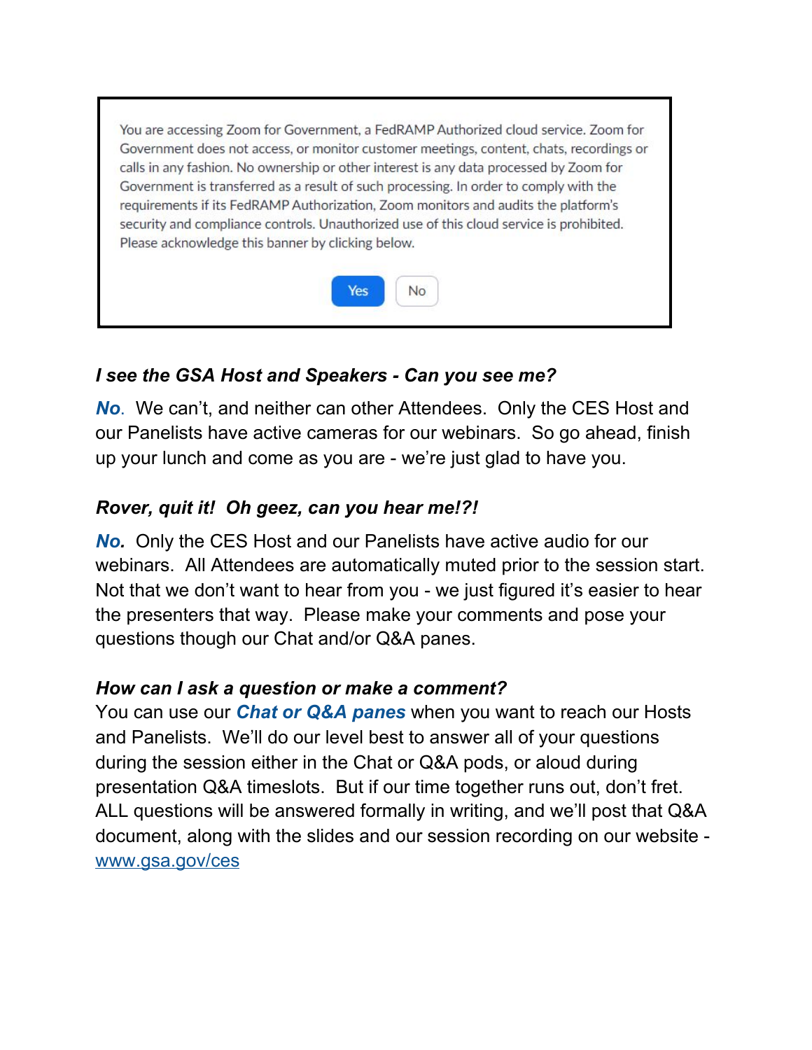> You are accessing Zoom for Government, a FedRAMP Authorized cloud service. Zoom for Government does not access, or monitor customer meetings, content, chats, recordings or calls in any fashion. No ownership or other interest is any data processed by Zoom for Government is transferred as a result of such processing. In order to comply with the requirements if its FedRAMP Authorization, Zoom monitors and audits the platform's security and compliance controls. Unauthorized use of this cloud service is prohibited. Please acknowledge this banner by clicking below.
>
> Yes No

***I see the GSA Host and Speakers - Can you see me?***

***No***. We can't, and neither can other Attendees. Only the CES Host and our Panelists have active cameras for our webinars. So go ahead, finish up your lunch and come as you are - we're just glad to have you.

***Rover, quit it! Oh geez, can you hear me!?!***

***No.*** Only the CES Host and our Panelists have active audio for our webinars. All Attendees are automatically muted prior to the session start. Not that we don't want to hear from you - we just figured it's easier to hear the presenters that way. Please make your comments and pose your questions though our Chat and/or Q&A panes.

***How can I ask a question or make a comment?***

You can use our ***Chat or Q&A panes*** when you want to reach our Hosts and Panelists. We'll do our level best to answer all of your questions during the session either in the Chat or Q&A pods, or aloud during presentation Q&A timeslots. But if our time together runs out, don't fret. ALL questions will be answered formally in writing, and we'll post that Q&A document, along with the slides and our session recording on our website - [www.gsa.gov/ces](http://www.gsa.gov/ces)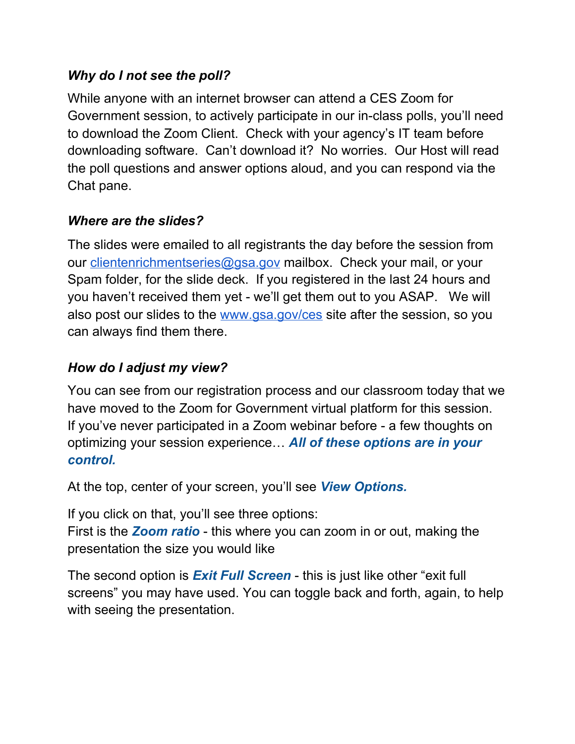### *Why do I not see the poll?*

While anyone with an internet browser can attend a CES Zoom for Government session, to actively participate in our in-class polls, you'll need to download the Zoom Client. Check with your agency's IT team before downloading software. Can't download it? No worries. Our Host will read the poll questions and answer options aloud, and you can respond via the Chat pane.

### *Where are the slides?*

The slides were emailed to all registrants the day before the session from our [clientenrichmentseries@gsa.gov](mailto:clientenrichmentseries@gsa.gov) mailbox. Check your mail, or your Spam folder, for the slide deck. If you registered in the last 24 hours and you haven't received them yet - we'll get them out to you ASAP. We will also post our slides to the [www.gsa.gov/ces](http://www.gsa.gov/ces) site after the session, so you can always find them there.

### *How do I adjust my view?*

You can see from our registration process and our classroom today that we have moved to the Zoom for Government virtual platform for this session. If you've never participated in a Zoom webinar before - a few thoughts on optimizing your session experience… ***All of these options are in your control.***

At the top, center of your screen, you'll see ***View Options.***

If you click on that, you'll see three options:
First is the ***Zoom ratio*** - this where you can zoom in or out, making the presentation the size you would like

The second option is ***Exit Full Screen*** - this is just like other "exit full screens" you may have used. You can toggle back and forth, again, to help with seeing the presentation.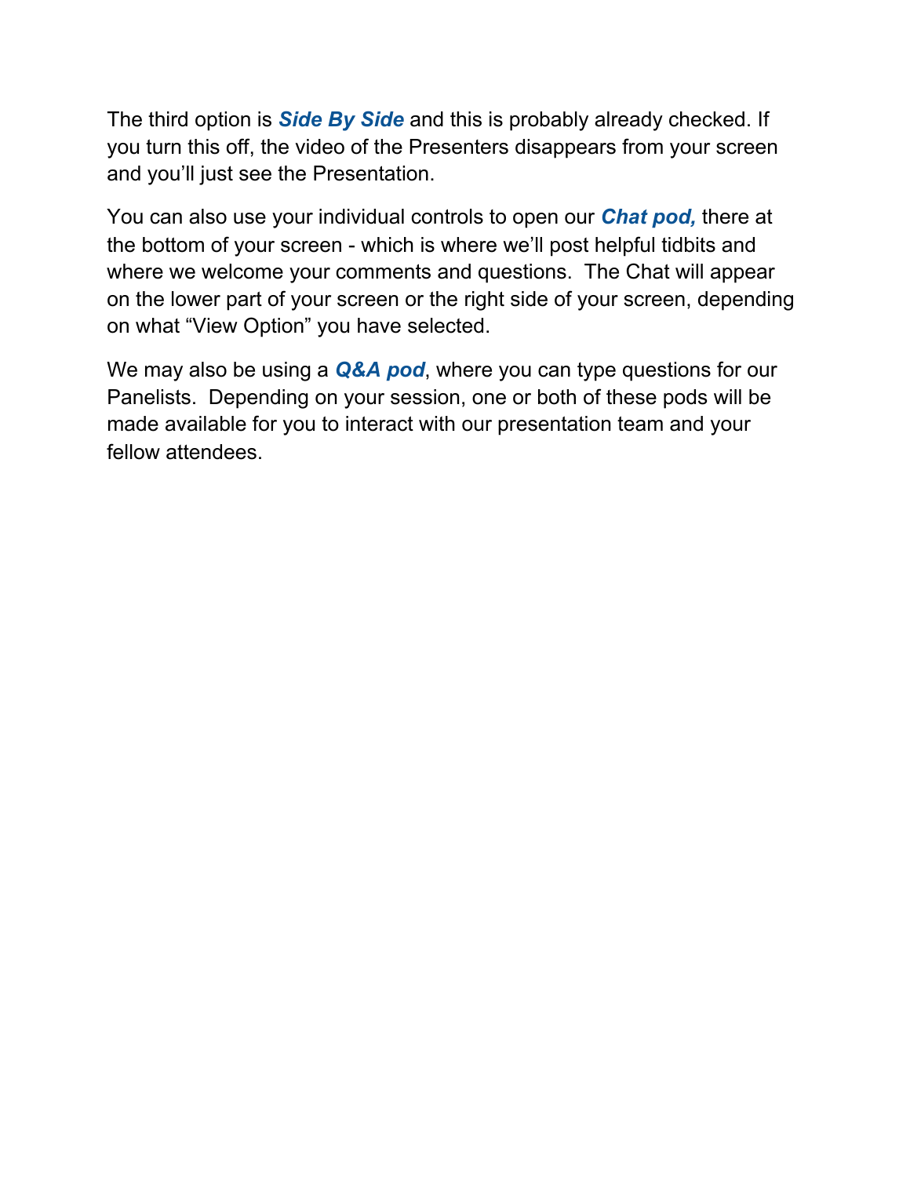The third option is ***Side By Side*** and this is probably already checked. If you turn this off, the video of the Presenters disappears from your screen and you'll just see the Presentation.

You can also use your individual controls to open our ***Chat pod,*** there at the bottom of your screen - which is where we'll post helpful tidbits and where we welcome your comments and questions.  The Chat will appear on the lower part of your screen or the right side of your screen, depending on what "View Option" you have selected.

We may also be using a ***Q&A pod***, where you can type questions for our Panelists.  Depending on your session, one or both of these pods will be made available for you to interact with our presentation team and your fellow attendees.